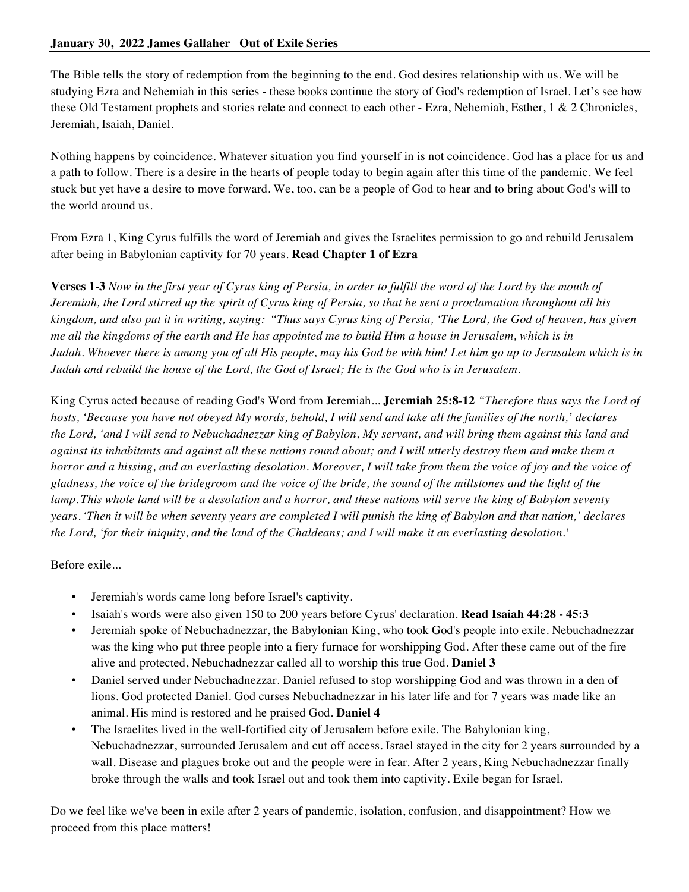**January 30, 2022 James Gallaher Out of Exile Series**

The Bible tells the story of redemption from the beginning to the end. God desires relationship with us. We will be studying Ezra and Nehemiah in this series - these books continue the story of God's redemption of Israel. Let's see how these Old Testament prophets and stories relate and connect to each other - Ezra, Nehemiah, Esther, 1 & 2 Chronicles, Jeremiah, Isaiah, Daniel.

Nothing happens by coincidence. Whatever situation you find yourself in is not coincidence. God has a place for us and a path to follow. There is a desire in the hearts of people today to begin again after this time of the pandemic. We feel stuck but yet have a desire to move forward. We, too, can be a people of God to hear and to bring about God's will to the world around us.

From Ezra 1, King Cyrus fulfills the word of Jeremiah and gives the Israelites permission to go and rebuild Jerusalem after being in Babylonian captivity for 70 years. **Read Chapter 1 of Ezra**

**Verses 1-3** *Now in the first year of Cyrus king of Persia, in order to fulfill the word of the Lord by the mouth of Jeremiah, the Lord stirred up the spirit of Cyrus king of Persia, so that he sent a proclamation throughout all his kingdom, and also put it in writing, saying: "Thus says Cyrus king of Persia, 'The Lord, the God of heaven, has given me all the kingdoms of the earth and He has appointed me to build Him a house in Jerusalem, which is in Judah. Whoever there is among you of all His people, may his God be with him! Let him go up to Jerusalem which is in Judah and rebuild the house of the Lord, the God of Israel; He is the God who is in Jerusalem.*

King Cyrus acted because of reading God's Word from Jeremiah... **Jeremiah 25:8-12** *"Therefore thus says the Lord of hosts, 'Because you have not obeyed My words, behold, I will send and take all the families of the north,' declares the Lord, 'and I will send to Nebuchadnezzar king of Babylon, My servant, and will bring them against this land and against its inhabitants and against all these nations round about; and I will utterly destroy them and make them a horror and a hissing, and an everlasting desolation. Moreover, I will take from them the voice of joy and the voice of gladness, the voice of the bridegroom and the voice of the bride, the sound of the millstones and the light of the lamp. This whole land will be a desolation and a horror, and these nations will serve the king of Babylon seventy years. 'Then it will be when seventy years are completed I will punish the king of Babylon and that nation,' declares the Lord, 'for their iniquity, and the land of the Chaldeans; and I will make it an everlasting desolation.'*

Before exile...

- Jeremiah's words came long before Israel's captivity.
- Isaiah's words were also given 150 to 200 years before Cyrus' declaration. **Read Isaiah 44:28 - 45:3**
- Jeremiah spoke of Nebuchadnezzar, the Babylonian King, who took God's people into exile. Nebuchadnezzar was the king who put three people into a fiery furnace for worshipping God. After these came out of the fire alive and protected, Nebuchadnezzar called all to worship this true God. **Daniel 3**
- Daniel served under Nebuchadnezzar. Daniel refused to stop worshipping God and was thrown in a den of lions. God protected Daniel. God curses Nebuchadnezzar in his later life and for 7 years was made like an animal. His mind is restored and he praised God. **Daniel 4**
- The Israelites lived in the well-fortified city of Jerusalem before exile. The Babylonian king, Nebuchadnezzar, surrounded Jerusalem and cut off access. Israel stayed in the city for 2 years surrounded by a wall. Disease and plagues broke out and the people were in fear. After 2 years, King Nebuchadnezzar finally broke through the walls and took Israel out and took them into captivity. Exile began for Israel.

Do we feel like we've been in exile after 2 years of pandemic, isolation, confusion, and disappointment? How we proceed from this place matters!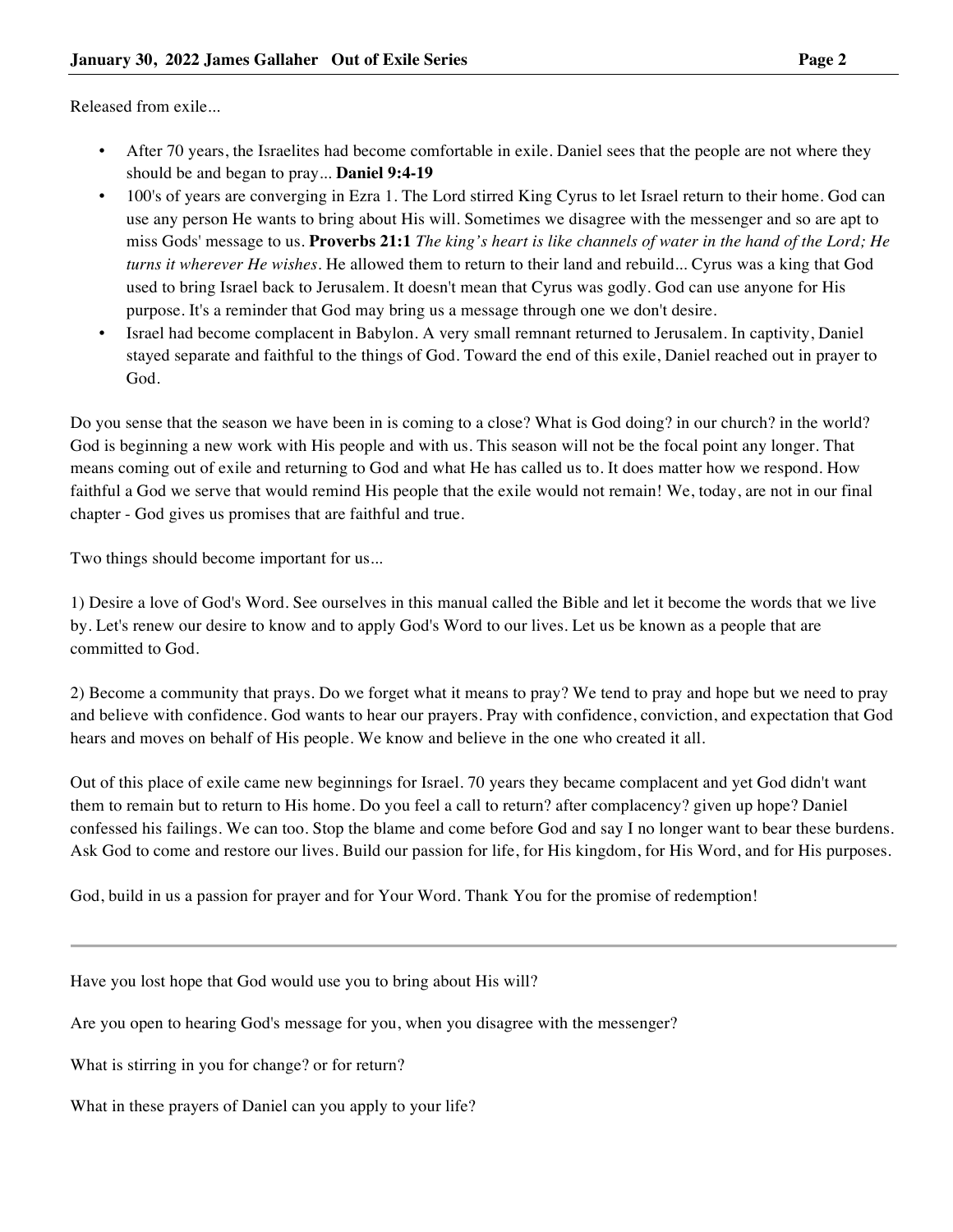Released from exile...

- After 70 years, the Israelites had become comfortable in exile. Daniel sees that the people are not where they should be and began to pray... **Daniel 9:4-19**
- 100's of years are converging in Ezra 1. The Lord stirred King Cyrus to let Israel return to their home. God can use any person He wants to bring about His will. Sometimes we disagree with the messenger and so are apt to miss Gods' message to us. **Proverbs 21:1** *The king's heart is like channels of water in the hand of the Lord; He turns it wherever He wishes*. He allowed them to return to their land and rebuild... Cyrus was a king that God used to bring Israel back to Jerusalem. It doesn't mean that Cyrus was godly. God can use anyone for His purpose. It's a reminder that God may bring us a message through one we don't desire.
- Israel had become complacent in Babylon. A very small remnant returned to Jerusalem. In captivity, Daniel stayed separate and faithful to the things of God. Toward the end of this exile, Daniel reached out in prayer to God.

Do you sense that the season we have been in is coming to a close? What is God doing? in our church? in the world? God is beginning a new work with His people and with us. This season will not be the focal point any longer. That means coming out of exile and returning to God and what He has called us to. It does matter how we respond. How faithful a God we serve that would remind His people that the exile would not remain! We, today, are not in our final chapter - God gives us promises that are faithful and true.

Two things should become important for us...

1) Desire a love of God's Word. See ourselves in this manual called the Bible and let it become the words that we live by. Let's renew our desire to know and to apply God's Word to our lives. Let us be known as a people that are committed to God.

2) Become a community that prays. Do we forget what it means to pray? We tend to pray and hope but we need to pray and believe with confidence. God wants to hear our prayers. Pray with confidence, conviction, and expectation that God hears and moves on behalf of His people. We know and believe in the one who created it all.

Out of this place of exile came new beginnings for Israel. 70 years they became complacent and yet God didn't want them to remain but to return to His home. Do you feel a call to return? after complacency? given up hope? Daniel confessed his failings. We can too. Stop the blame and come before God and say I no longer want to bear these burdens. Ask God to come and restore our lives. Build our passion for life, for His kingdom, for His Word, and for His purposes.

God, build in us a passion for prayer and for Your Word. Thank You for the promise of redemption!

---

Have you lost hope that God would use you to bring about His will?

Are you open to hearing God's message for you, when you disagree with the messenger?

What is stirring in you for change? or for return?

What in these prayers of Daniel can you apply to your life?